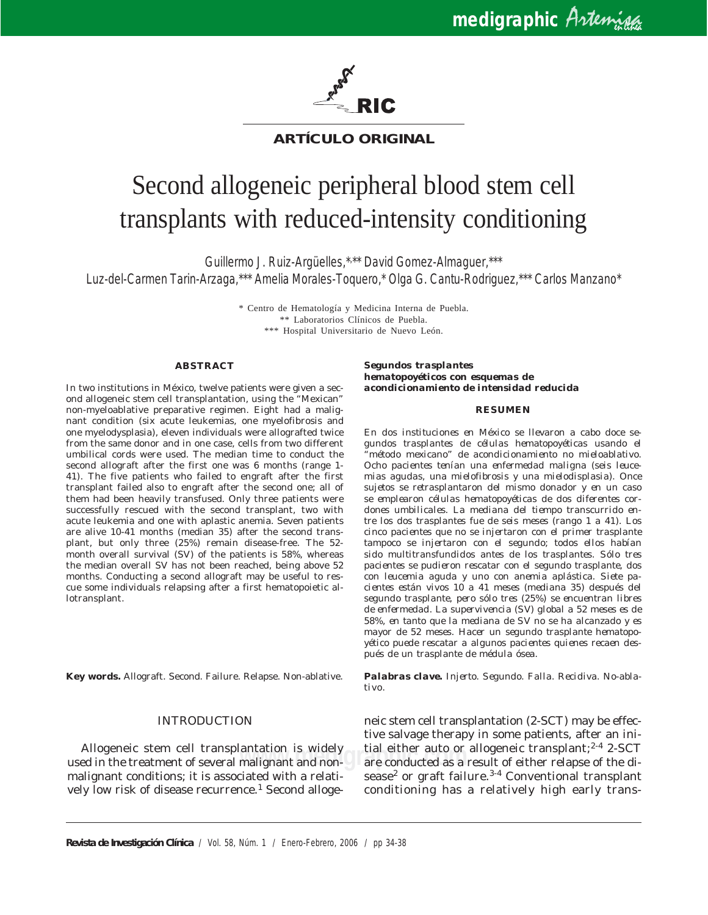**ARTÍCULO ORIGINAL**

# Second allogeneic peripheral blood stem cell transplants with reduced-intensity conditioning

Guillermo J. Ruiz-Argüelles,*,** David Gomez-Almaguer,*** Luz-del-Carmen Tarin-Arzaga,*** Amelia Morales-Toquero,* Olga G. Cantu-Rodriguez,*** Carlos Manzano*

\* Centro de Hematología y Medicina Interna de Puebla.
\*\* Laboratorios Clínicos de Puebla.
\*\*\* Hospital Universitario de Nuevo León.

## ABSTRACT

In two institutions in México, twelve patients were given a second allogeneic stem cell transplantation, using the "Mexican" non-myeloablative preparative regimen. Eight had a malignant condition (six acute leukemias, one myelofibrosis and one myelodysplasia), eleven individuals were allografted twice from the same donor and in one case, cells from two different umbilical cords were used. The median time to conduct the second allograft after the first one was 6 months (range 1-41). The five patients who failed to engraft after the first transplant failed also to engraft after the second one; all of them had been heavily transfused. Only three patients were successfully rescued with the second transplant, two with acute leukemia and one with aplastic anemia. Seven patients are alive 10-41 months (median 35) after the second transplant, but only three (25%) remain disease-free. The 52-month overall survival (SV) of the patients is 58%, whereas the median overall SV has not been reached, being above 52 months. Conducting a second allograft may be useful to rescue some individuals relapsing after a first hematopoietic allotransplant.

**Key words.** Allograft. Second. Failure. Relapse. Non-ablative.

## *Segundos trasplantes hematopoyéticos con esquemas de acondicionamiento de intensidad reducida*

## RESUMEN

*En dos instituciones en México se llevaron a cabo doce segundos trasplantes de células hematopoyéticas usando el "método mexicano" de acondicionamiento no mieloablativo. Ocho pacientes tenían una enfermedad maligna (seis leucemias agudas, una mielofibrosis y una mielodisplasia). Once sujetos se retrasplantaron del mismo donador y en un caso se emplearon células hematopoyéticas de dos diferentes cordones umbilicales. La mediana del tiempo transcurrido entre los dos trasplantes fue de seis meses (rango 1 a 41). Los cinco pacientes que no se injertaron con el primer trasplante tampoco se injertaron con el segundo; todos ellos habían sido multitransfundidos antes de los trasplantes. Sólo tres pacientes se pudieron rescatar con el segundo trasplante, dos con leucemia aguda y uno con anemia aplástica. Siete pacientes están vivos 10 a 41 meses (mediana 35) después del segundo trasplante, pero sólo tres (25%) se encuentran libres de enfermedad. La supervivencia (SV) global a 52 meses es de 58%, en tanto que la mediana de SV no se ha alcanzado y es mayor de 52 meses. Hacer un segundo trasplante hematopoyético puede rescatar a algunos pacientes quienes recaen después de un trasplante de médula ósea.*

***Palabras clave.*** *Injerto. Segundo. Falla. Recidiva. No-ablativo.*

## INTRODUCTION

Allogeneic stem cell transplantation is widely used in the treatment of several malignant and non-malignant conditions; it is associated with a relatively low risk of disease recurrence.[1] Second allogeneic stem cell transplantation (2-SCT) may be effective salvage therapy in some patients, after an initial either auto or allogeneic transplant;[2-4] 2-SCT are conducted as a result of either relapse of the disease[2] or graft failure.[3-4] Conventional transplant conditioning has a relatively high early trans-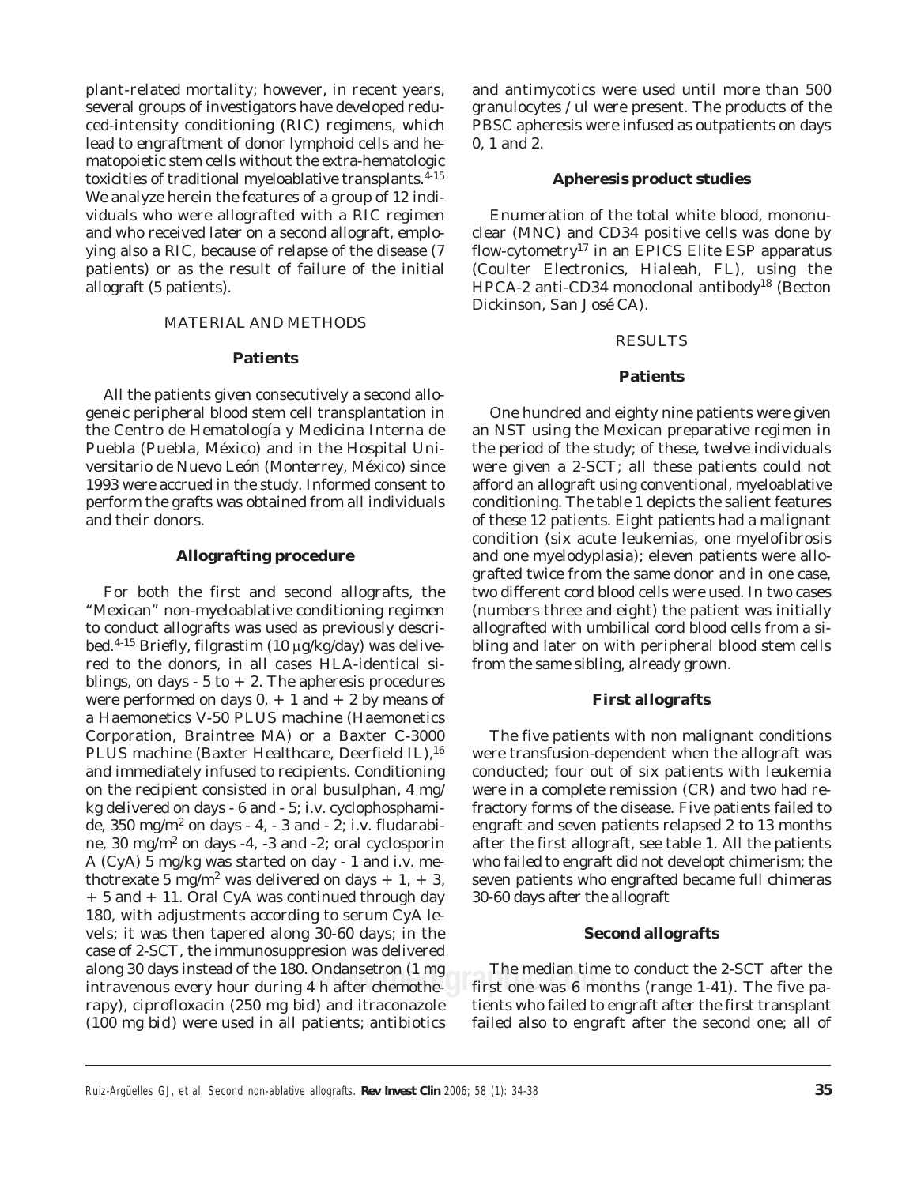plant-related mortality; however, in recent years, several groups of investigators have developed reduced-intensity conditioning (RIC) regimens, which lead to engraftment of donor lymphoid cells and hematopoietic stem cells without the extra-hematologic toxicities of traditional myeloablative transplants.[4-15] We analyze herein the features of a group of 12 individuals who were allografted with a RIC regimen and who received later on a second allograft, employing also a RIC, because of relapse of the disease (7 patients) or as the result of failure of the initial allograft (5 patients).

## MATERIAL AND METHODS

### Patients

All the patients given consecutively a second allogeneic peripheral blood stem cell transplantation in the Centro de Hematología y Medicina Interna de Puebla (Puebla, México) and in the Hospital Universitario de Nuevo León (Monterrey, México) since 1993 were accrued in the study. Informed consent to perform the grafts was obtained from all individuals and their donors.

### Allografting procedure

For both the first and second allografts, the "Mexican" non-myeloablative conditioning regimen to conduct allografts was used as previously described.[4-15] Briefly, filgrastim (10 μg/kg/day) was delivered to the donors, in all cases HLA-identical siblings, on days - 5 to + 2. The apheresis procedures were performed on days 0, + 1 and + 2 by means of a Haemonetics V-50 PLUS machine (Haemonetics Corporation, Braintree MA) or a Baxter C-3000 PLUS machine (Baxter Healthcare, Deerfield IL),[16] and immediately infused to recipients. Conditioning on the recipient consisted in oral busulphan, 4 mg/kg delivered on days - 6 and - 5; i.v. cyclophosphamide, 350 mg/m$^2$ on days - 4, - 3 and - 2; i.v. fludarabine, 30 mg/m$^2$ on days -4, -3 and -2; oral cyclosporin A (CyA) 5 mg/kg was started on day - 1 and i.v. methotrexate 5 mg/m$^2$ was delivered on days + 1, + 3, + 5 and + 11. Oral CyA was continued through day 180, with adjustments according to serum CyA levels; it was then tapered along 30-60 days; in the case of 2-SCT, the immunosuppresion was delivered along 30 days instead of the 180. Ondansetron (1 mg intravenous every hour during 4 h after chemotherapy), ciprofloxacin (250 mg bid) and itraconazole (100 mg bid) were used in all patients; antibiotics and antimycotics were used until more than 500 granulocytes / ul were present. The products of the PBSC apheresis were infused as outpatients on days 0, 1 and 2.

### Apheresis product studies

Enumeration of the total white blood, mononuclear (MNC) and CD34 positive cells was done by flow-cytometry[17] in an EPICS Elite ESP apparatus (Coulter Electronics, Hialeah, FL), using the HPCA-2 anti-CD34 monoclonal antibody[18] (Becton Dickinson, San José CA).

## RESULTS

### Patients

One hundred and eighty nine patients were given an NST using the Mexican preparative regimen in the period of the study; of these, twelve individuals were given a 2-SCT; all these patients could not afford an allograft using conventional, myeloablative conditioning. The table 1 depicts the salient features of these 12 patients. Eight patients had a malignant condition (six acute leukemias, one myelofibrosis and one myelodysplasia); eleven patients were allografted twice from the same donor and in one case, two different cord blood cells were used. In two cases (numbers three and eight) the patient was initially allografted with umbilical cord blood cells from a sibling and later on with peripheral blood stem cells from the same sibling, already grown.

### First allografts

The five patients with non malignant conditions were transfusion-dependent when the allograft was conducted; four out of six patients with leukemia were in a complete remission (CR) and two had refractory forms of the disease. Five patients failed to engraft and seven patients relapsed 2 to 13 months after the first allograft, see table 1. All the patients who failed to engraft did not developt chimerism; the seven patients who engrafted became full chimeras 30-60 days after the allograft

### Second allografts

The median time to conduct the 2-SCT after the first one was 6 months (range 1-41). The five patients who failed to engraft after the first transplant failed also to engraft after the second one; all of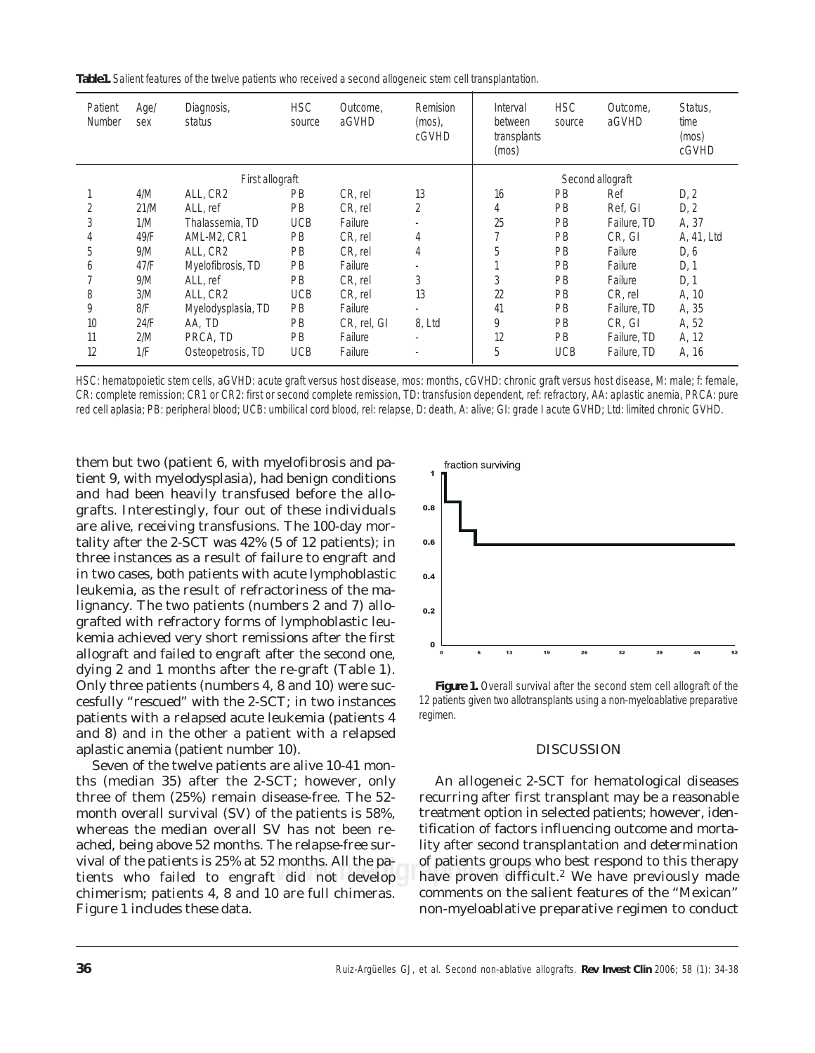**Table1.** Salient features of the twelve patients who received a second allogeneic stem cell transplantation.

| Patient Number | Age/ sex | Diagnosis, status | HSC source | Outcome, aGVHD | Remision (mos), cGVHD | Interval between transplants (mos) | HSC source | Outcome, aGVHD | Status, time (mos) cGVHD |
|---|---|---|---|---|---|---|---|---|---|
| | | First allograft | | | | | Second allograft | | |
| 1 | 4/M | ALL, CR2 | PB | CR, rel | 13 | 16 | PB | Ref | D, 2 |
| 2 | 21/M | ALL, ref | PB | CR, rel | 2 | 4 | PB | Ref, GI | D, 2 |
| 3 | 1/M | Thalassemia, TD | UCB | Failure | - | 25 | PB | Failure, TD | A, 37 |
| 4 | 49/F | AML-M2, CR1 | PB | CR, rel | 4 | 7 | PB | CR, GI | A, 41, Ltd |
| 5 | 9/M | ALL, CR2 | PB | CR, rel | 4 | 5 | PB | Failure | D, 6 |
| 6 | 47/F | Myelofibrosis, TD | PB | Failure | - | 1 | PB | Failure | D, 1 |
| 7 | 9/M | ALL, ref | PB | CR, rel | 3 | 3 | PB | Failure | D, 1 |
| 8 | 3/M | ALL, CR2 | UCB | CR, rel | 13 | 22 | PB | CR, rel | A, 10 |
| 9 | 8/F | Myelodysplasia, TD | PB | Failure | - | 41 | PB | Failure, TD | A, 35 |
| 10 | 24/F | AA, TD | PB | CR, rel, GI | 8, Ltd | 9 | PB | CR, GI | A, 52 |
| 11 | 2/M | PRCA, TD | PB | Failure | - | 12 | PB | Failure, TD | A, 12 |
| 12 | 1/F | Osteopetrosis, TD | UCB | Failure | - | 5 | UCB | Failure, TD | A, 16 |

HSC: hematopoietic stem cells, aGVHD: acute graft versus host disease, mos: months, cGVHD: chronic graft versus host disease, M: male; f: female, CR: complete remission; CR1 or CR2: first or second complete remission, TD: transfusion dependent, ref: refractory, AA: aplastic anemia, PRCA: pure red cell aplasia; PB: peripheral blood; UCB: umbilical cord blood, rel: relapse, D: death, A: alive; GI: grade I acute GVHD; Ltd: limited chronic GVHD.

them but two (patient 6, with myelofibrosis and patient 9, with myelodysplasia), had benign conditions and had been heavily transfused before the allografts. Interestingly, four out of these individuals are alive, receiving transfusions. The 100-day mortality after the 2-SCT was 42% (5 of 12 patients); in three instances as a result of failure to engraft and in two cases, both patients with acute lymphoblastic leukemia, as the result of refractoriness of the malignancy. The two patients (numbers 2 and 7) allografted with refractory forms of lymphoblastic leukemia achieved very short remissions after the first allograft and failed to engraft after the second one, dying 2 and 1 months after the re-graft (Table 1). Only three patients (numbers 4, 8 and 10) were succesfully "rescued" with the 2-SCT; in two instances patients with a relapsed acute leukemia (patients 4 and 8) and in the other a patient with a relapsed aplastic anemia (patient number 10).

Seven of the twelve patients are alive 10-41 months (median 35) after the 2-SCT; however, only three of them (25%) remain disease-free. The 52-month overall survival (SV) of the patients is 58%, whereas the median overall SV has not been reached, being above 52 months. The relapse-free survival of the patients is 25% at 52 months. All the patients who failed to engraft did not develop chimerism; patients 4, 8 and 10 are full chimeras. Figure 1 includes these data.

**Figure 1.** Overall survival after the second stem cell allograft of the 12 patients given two allotransplants using a non-myeloablative preparative regimen.

## DISCUSSION

An allogeneic 2-SCT for hematological diseases recurring after first transplant may be a reasonable treatment option in selected patients; however, identification of factors influencing outcome and mortality after second transplantation and determination of patients groups who best respond to this therapy have proven difficult.[2] We have previously made comments on the salient features of the "Mexican" non-myeloablative preparative regimen to conduct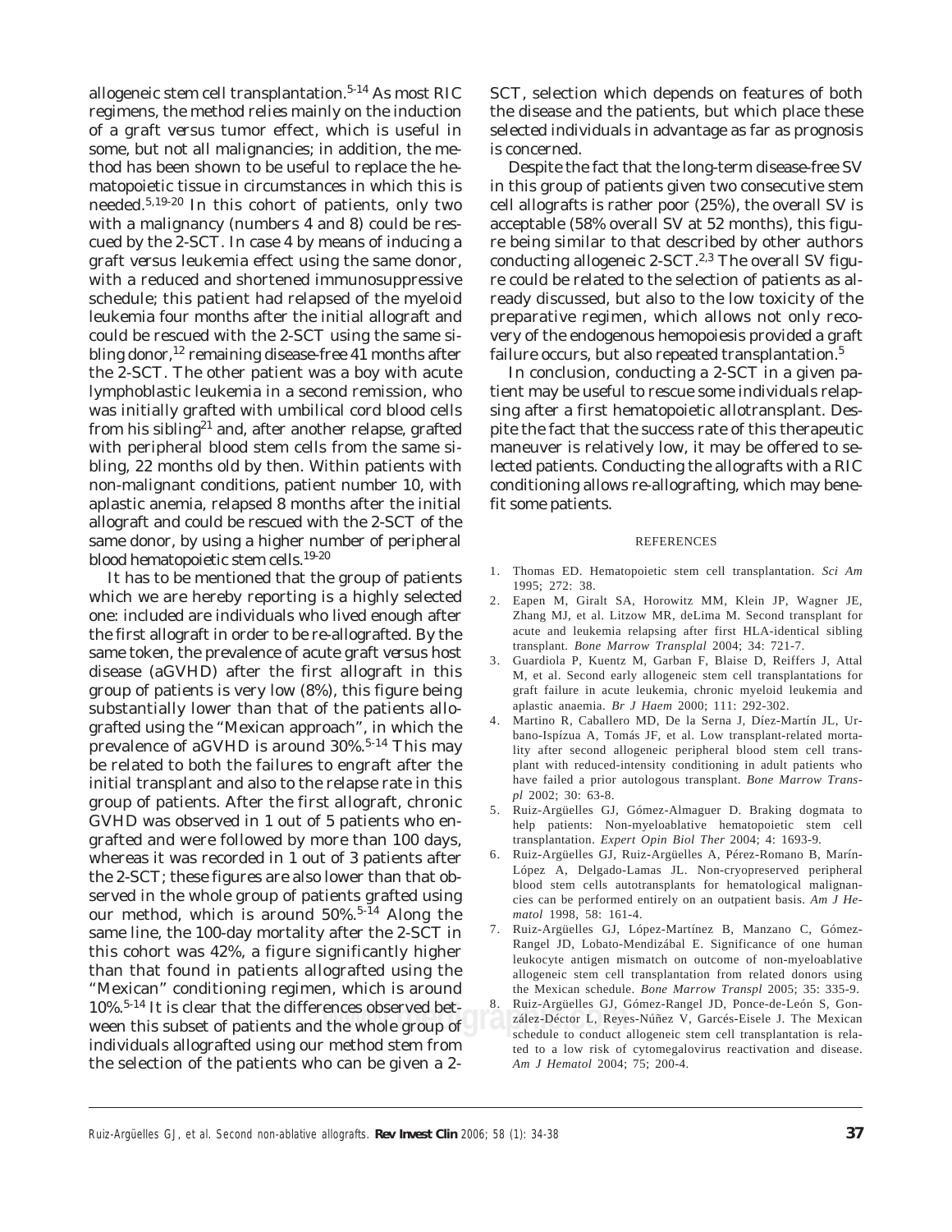allogeneic stem cell transplantation.[5-14] As most RIC regimens, the method relies mainly on the induction of a graft versus tumor effect, which is useful in some, but not all malignancies; in addition, the method has been shown to be useful to replace the hematopoietic tissue in circumstances in which this is needed.[5,19-20] In this cohort of patients, only two with a malignancy (numbers 4 and 8) could be rescued by the 2-SCT. In case 4 by means of inducing a graft versus leukemia effect using the same donor, with a reduced and shortened immunosuppressive schedule; this patient had relapsed of the myeloid leukemia four months after the initial allograft and could be rescued with the 2-SCT using the same sibling donor,[12] remaining disease-free 41 months after the 2-SCT. The other patient was a boy with acute lymphoblastic leukemia in a second remission, who was initially grafted with umbilical cord blood cells from his sibling[21] and, after another relapse, grafted with peripheral blood stem cells from the same sibling, 22 months old by then. Within patients with non-malignant conditions, patient number 10, with aplastic anemia, relapsed 8 months after the initial allograft and could be rescued with the 2-SCT of the same donor, by using a higher number of peripheral blood hematopoietic stem cells.[19-20]

It has to be mentioned that the group of patients which we are hereby reporting is a highly selected one: included are individuals who lived enough after the first allograft in order to be re-allografted. By the same token, the prevalence of acute graft versus host disease (aGVHD) after the first allograft in this group of patients is very low (8%), this figure being substantially lower than that of the patients allografted using the "Mexican approach", in which the prevalence of aGVHD is around 30%.[5-14] This may be related to both the failures to engraft after the initial transplant and also to the relapse rate in this group of patients. After the first allograft, chronic GVHD was observed in 1 out of 5 patients who engrafted and were followed by more than 100 days, whereas it was recorded in 1 out of 3 patients after the 2-SCT; these figures are also lower than that observed in the whole group of patients grafted using our method, which is around 50%.[5-14] Along the same line, the 100-day mortality after the 2-SCT in this cohort was 42%, a figure significantly higher than that found in patients allografted using the "Mexican" conditioning regimen, which is around 10%.[5-14] It is clear that the differences observed between this subset of patients and the whole group of individuals allografted using our method stem from the selection of the patients who can be given a 2-SCT, selection which depends on features of both the disease and the patients, but which place these selected individuals in advantage as far as prognosis is concerned.

Despite the fact that the long-term disease-free SV in this group of patients given two consecutive stem cell allografts is rather poor (25%), the overall SV is acceptable (58% overall SV at 52 months), this figure being similar to that described by other authors conducting allogeneic 2-SCT.[2,3] The overall SV figure could be related to the selection of patients as already discussed, but also to the low toxicity of the preparative regimen, which allows not only recovery of the endogenous hemopoiesis provided a graft failure occurs, but also repeated transplantation.[5]

In conclusion, conducting a 2-SCT in a given patient may be useful to rescue some individuals relapsing after a first hematopoietic allotransplant. Despite the fact that the success rate of this therapeutic maneuver is relatively low, it may be offered to selected patients. Conducting the allografts with a RIC conditioning allows re-allografting, which may benefit some patients.

## REFERENCES

1. Thomas ED. Hematopoietic stem cell transplantation. *Sci Am* 1995; 272: 38.
2. Eapen M, Giralt SA, Horowitz MM, Klein JP, Wagner JE, Zhang MJ, et al. Litzow MR, deLima M. Second transplant for acute and leukemia relapsing after first HLA-identical sibling transplant. *Bone Marrow Transplal* 2004; 34: 721-7.
3. Guardiola P, Kuentz M, Garban F, Blaise D, Reiffers J, Attal M, et al. Second early allogeneic stem cell transplantations for graft failure in acute leukemia, chronic myeloid leukemia and aplastic anaemia. *Br J Haem* 2000; 111: 292-302.
4. Martino R, Caballero MD, De la Serna J, Díez-Martín JL, Urbano-Ispízua A, Tomás JF, et al. Low transplant-related mortality after second allogeneic peripheral blood stem cell transplant with reduced-intensity conditioning in adult patients who have failed a prior autologous transplant. *Bone Marrow Transpl* 2002; 30: 63-8.
5. Ruiz-Argüelles GJ, Gómez-Almaguer D. Braking dogmata to help patients: Non-myeloablative hematopoietic stem cell transplantation. *Expert Opin Biol Ther* 2004; 4: 1693-9.
6. Ruiz-Argüelles GJ, Ruiz-Argüelles A, Pérez-Romano B, Marín-López A, Delgado-Lamas JL. Non-cryopreserved peripheral blood stem cells autotransplants for hematological malignancies can be performed entirely on an outpatient basis. *Am J Hematol* 1998, 58: 161-4.
7. Ruiz-Argüelles GJ, López-Martínez B, Manzano C, Gómez-Rangel JD, Lobato-Mendizábal E. Significance of one human leukocyte antigen mismatch on outcome of non-myeloablative allogeneic stem cell transplantation from related donors using the Mexican schedule. *Bone Marrow Transpl* 2005; 35: 335-9.
8. Ruiz-Argüelles GJ, Gómez-Rangel JD, Ponce-de-León S, González-Déctor L, Reyes-Núñez V, Garcés-Eisele J. The Mexican schedule to conduct allogeneic stem cell transplantation is related to a low risk of cytomegalovirus reactivation and disease. *Am J Hematol* 2004; 75; 200-4.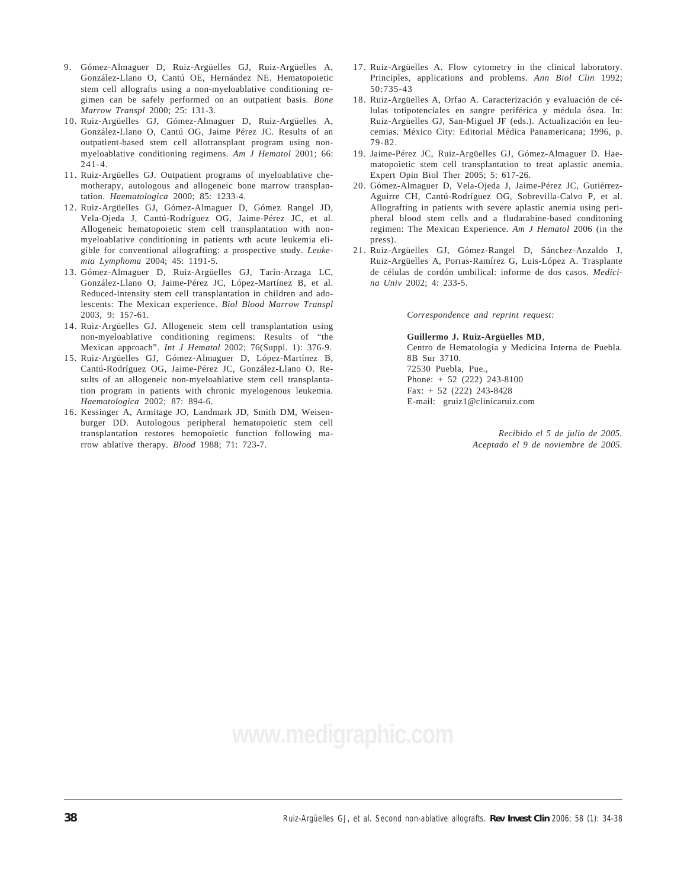9. Gómez-Almaguer D, Ruiz-Argüelles GJ, Ruiz-Argüelles A, González-Llano O, Cantú OE, Hernández NE. Hematopoietic stem cell allografts using a non-myeloablative conditioning regimen can be safely performed on an outpatient basis. *Bone Marrow Transpl* 2000; 25: 131-3.
10. Ruiz-Argüelles GJ, Gómez-Almaguer D, Ruiz-Argüelles A, González-Llano O, Cantú OG, Jaime Pérez JC. Results of an outpatient-based stem cell allotransplant program using non-myeloablative conditioning regimens. *Am J Hematol* 2001; 66: 241-4.
11. Ruiz-Argüelles GJ. Outpatient programs of myeloablative chemotherapy, autologous and allogeneic bone marrow transplantation. *Haematologica* 2000; 85: 1233-4.
12. Ruiz-Argüelles GJ, Gómez-Almaguer D, Gómez Rangel JD, Vela-Ojeda J, Cantú-Rodríguez OG, Jaime-Pérez JC, et al. Allogeneic hematopoietic stem cell transplantation with non-myeloablative conditioning in patients wth acute leukemia eligible for conventional allografting: a prospective study. *Leukemia Lymphoma* 2004; 45: 1191-5.
13. Gómez-Almaguer D, Ruiz-Argüelles GJ, Tarín-Arzaga LC, González-Llano O, Jaime-Pérez JC, López-Martínez B, et al. Reduced-intensity stem cell transplantation in children and adolescents: The Mexican experience. *Biol Blood Marrow Transpl* 2003, 9: 157-61.
14. Ruiz-Argüelles GJ. Allogeneic stem cell transplantation using non-myeloablative conditioning regimens: Results of "the Mexican approach". *Int J Hematol* 2002; 76(Suppl. 1): 376-9.
15. Ruiz-Argüelles GJ, Gómez-Almaguer D, López-Martínez B, Cantú-Rodríguez OG, Jaime-Pérez JC, González-Llano O. Results of an allogeneic non-myeloablative stem cell transplantation program in patients with chronic myelogenous leukemia. *Haematologica* 2002; 87: 894-6.
16. Kessinger A, Armitage JO, Landmark JD, Smith DM, Weisenburger DD. Autologous peripheral hematopoietic stem cell transplantation restores hemopoietic function following marrow ablative therapy. *Blood* 1988; 71: 723-7.
17. Ruiz-Argüelles A. Flow cytometry in the clinical laboratory. Principles, applications and problems. *Ann Biol Clin* 1992; 50:735-43
18. Ruiz-Argüelles A, Orfao A. Caracterización y evaluación de células totipotenciales en sangre periférica y médula ósea. In: Ruiz-Argüelles GJ, San-Miguel JF (eds.). Actualización en leucemias. México City: Editorial Médica Panamericana; 1996, p. 79-82.
19. Jaime-Pérez JC, Ruiz-Argüelles GJ, Gómez-Almaguer D. Haematopoietic stem cell transplantation to treat aplastic anemia. Expert Opin Biol Ther 2005; 5: 617-26.
20. Gómez-Almaguer D, Vela-Ojeda J, Jaime-Pérez JC, Gutiérrez-Aguirre CH, Cantú-Rodríguez OG, Sobrevilla-Calvo P, et al. Allografting in patients with severe aplastic anemia using peripheral blood stem cells and a fludarabine-based conditoning regimen: The Mexican Experience. *Am J Hematol* 2006 (in the press).
21. Ruiz-Argüelles GJ, Gómez-Rangel D, Sánchez-Anzaldo J, Ruiz-Argüelles A, Porras-Ramírez G, Luis-López A. Trasplante de células de cordón umbilical: informe de dos casos. *Medicina Univ* 2002; 4: 233-5.

*Correspondence and reprint request:*

**Guillermo J. Ruiz-Argüelles MD**,
Centro de Hematología y Medicina Interna de Puebla.
8B Sur 3710.
72530 Puebla, Pue.,
Phone: + 52 (222) 243-8100
Fax: + 52 (222) 243-8428
E-mail: gruiz1@clinicaruiz.com

*Recibido el 5 de julio de 2005.*
*Aceptado el 9 de noviembre de 2005.*